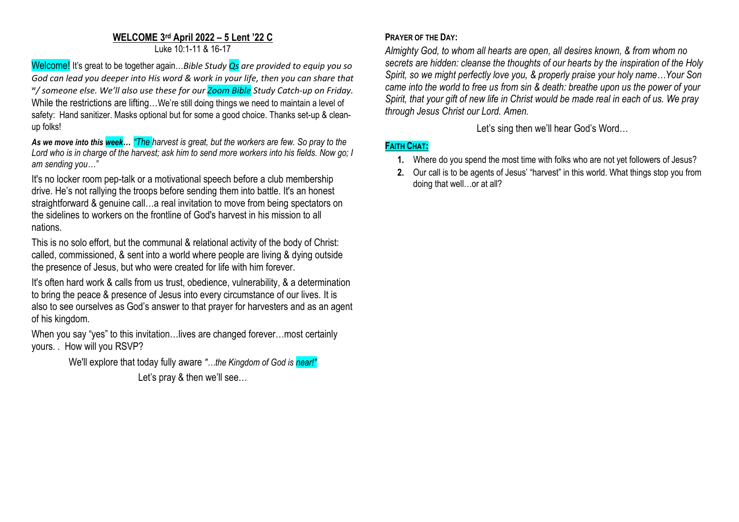# WELCOME 3rd April 2022 – 5 Lent '22 C

Luke 10:1-11 & 16-17

Welcome! It's great to be together again…*Bible Study Qs are provided to equip you so God can lead you deeper into His word & work in your life, then you can share that w/ someone else. We'll also use these for our Zoom Bible Study Catch-up on Friday.* While the restrictions are lifting…We're still doing things we need to maintain a level of safety: Hand sanitizer. Masks optional but for some a good choice. Thanks set-up & clean-up folks!

***As we move into this week…*** *"The harvest is great, but the workers are few. So pray to the Lord who is in charge of the harvest; ask him to send more workers into his fields. Now go; I am sending you…"*

It's no locker room pep-talk or a motivational speech before a club membership drive. He's not rallying the troops before sending them into battle. It's an honest straightforward & genuine call…a real invitation to move from being spectators on the sidelines to workers on the frontline of God's harvest in his mission to all nations.

This is no solo effort, but the communal & relational activity of the body of Christ: called, commissioned, & sent into a world where people are living & dying outside the presence of Jesus, but who were created for life with him forever.

It's often hard work & calls from us trust, obedience, vulnerability, & a determination to bring the peace & presence of Jesus into every circumstance of our lives. It is also to see ourselves as God's answer to that prayer for harvesters and as an agent of his kingdom.

When you say "yes" to this invitation…lives are changed forever…most certainly yours. . How will you RSVP?

We'll explore that today fully aware *"…the Kingdom of God is near!"*

Let's pray & then we'll see…

**PRAYER OF THE DAY:**

*Almighty God, to whom all hearts are open, all desires known, & from whom no secrets are hidden: cleanse the thoughts of our hearts by the inspiration of the Holy Spirit, so we might perfectly love you, & properly praise your holy name…Your Son came into the world to free us from sin & death: breathe upon us the power of your Spirit, that your gift of new life in Christ would be made real in each of us. We pray through Jesus Christ our Lord. Amen.*

Let's sing then we'll hear God's Word…

**FAITH CHAT:**

1. Where do you spend the most time with folks who are not yet followers of Jesus?
2. Our call is to be agents of Jesus' "harvest" in this world. What things stop you from doing that well…or at all?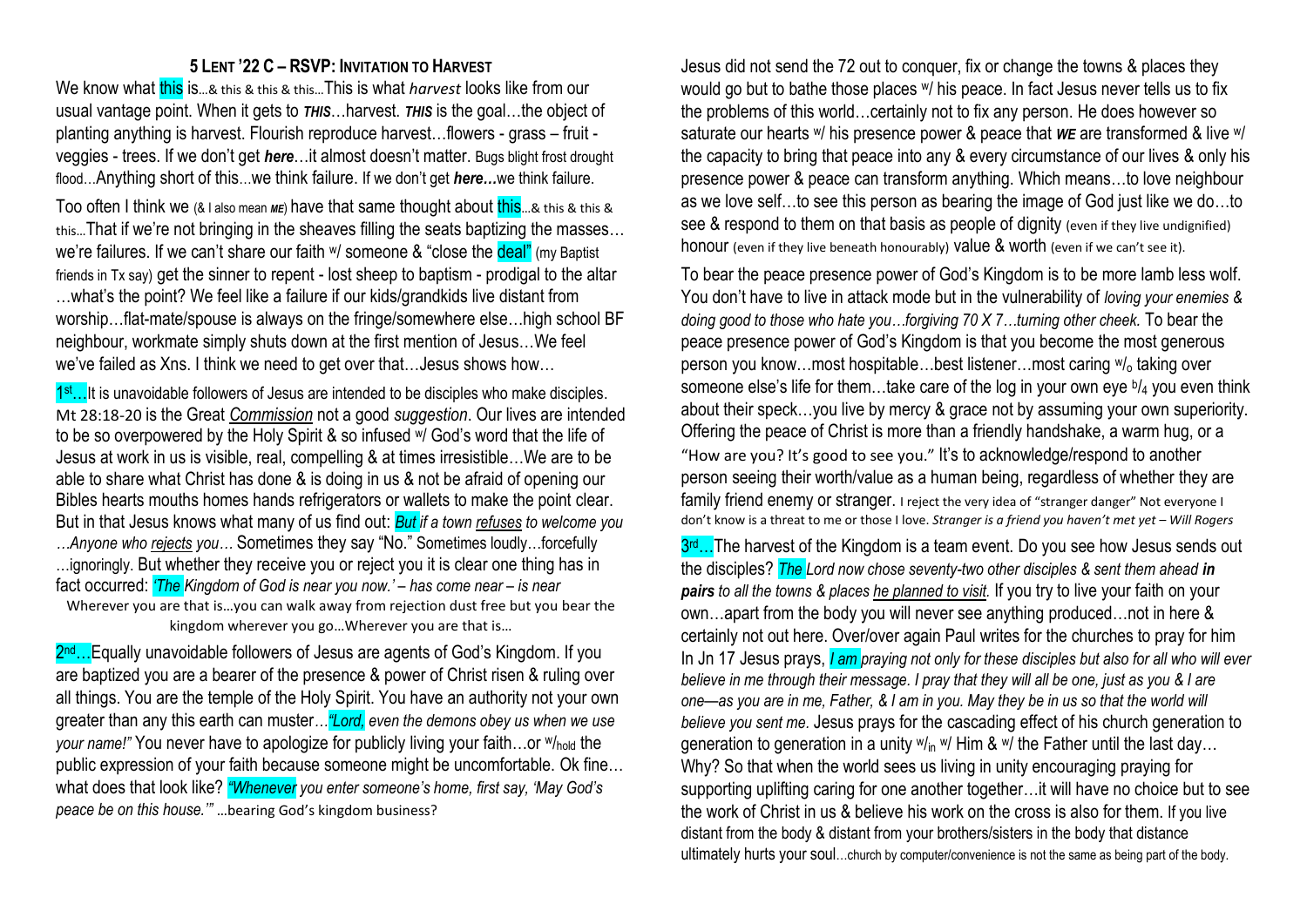### 5 LENT '22 C – RSVP: INVITATION TO HARVEST

We know what this is…& this & this & this…This is what *harvest* looks like from our usual vantage point. When it gets to ***THIS***…harvest. ***THIS*** is the goal…the object of planting anything is harvest. Flourish reproduce harvest…flowers - grass – fruit - veggies - trees. If we don't get ***here***…it almost doesn't matter. Bugs blight frost drought flood…Anything short of this…we think failure. If we don't get ***here…***we think failure.

Too often I think we (& I also mean ***ME***) have that same thought about this…& this & this & this…That if we're not bringing in the sheaves filling the seats baptizing the masses…we're failures. If we can't share our faith w/ someone & "close the deal" (my Baptist friends in Tx say) get the sinner to repent - lost sheep to baptism - prodigal to the altar …what's the point? We feel like a failure if our kids/grandkids live distant from worship…flat-mate/spouse is always on the fringe/somewhere else…high school BF neighbour, workmate simply shuts down at the first mention of Jesus…We feel we've failed as Xns. I think we need to get over that…Jesus shows how…

1st…It is unavoidable followers of Jesus are intended to be disciples who make disciples. Mt 28:18-20 is the Great *Commission* not a good *suggestion*. Our lives are intended to be so overpowered by the Holy Spirit & so infused w/ God's word that the life of Jesus at work in us is visible, real, compelling & at times irresistible…We are to be able to share what Christ has done & is doing in us & not be afraid of opening our Bibles hearts mouths homes hands refrigerators or wallets to make the point clear. But in that Jesus knows what many of us find out: *But if a town refuses to welcome you …Anyone who rejects you…* Sometimes they say "No." Sometimes loudly…forcefully …ignoringly. But whether they receive you or reject you it is clear one thing has in fact occurred: *'The Kingdom of God is near you now.' – has come near – is near*

Wherever you are that is…you can walk away from rejection dust free but you bear the kingdom wherever you go…Wherever you are that is…

2nd…Equally unavoidable followers of Jesus are agents of God's Kingdom. If you are baptized you are a bearer of the presence & power of Christ risen & ruling over all things. You are the temple of the Holy Spirit. You have an authority not your own greater than any this earth can muster…*"Lord, even the demons obey us when we use your name!"* You never have to apologize for publicly living your faith…or w/hold the public expression of your faith because someone might be uncomfortable. Ok fine…what does that look like? *"Whenever you enter someone's home, first say, 'May God's peace be on this house.'"* …bearing God's kingdom business?

Jesus did not send the 72 out to conquer, fix or change the towns & places they would go but to bathe those places w/ his peace. In fact Jesus never tells us to fix the problems of this world…certainly not to fix any person. He does however so saturate our hearts w/ his presence power & peace that ***WE*** are transformed & live w/ the capacity to bring that peace into any & every circumstance of our lives & only his presence power & peace can transform anything. Which means…to love neighbour as we love self…to see this person as bearing the image of God just like we do…to see & respond to them on that basis as people of dignity (even if they live undignified) honour (even if they live beneath honourably) value & worth (even if we can't see it).

To bear the peace presence power of God's Kingdom is to be more lamb less wolf. You don't have to live in attack mode but in the vulnerability of *loving your enemies & doing good to those who hate you…forgiving 70 X 7…turning other cheek.* To bear the peace presence power of God's Kingdom is that you become the most generous person you know…most hospitable…best listener…most caring w/o taking over someone else's life for them…take care of the log in your own eye b/4 you even think about their speck…you live by mercy & grace not by assuming your own superiority. Offering the peace of Christ is more than a friendly handshake, a warm hug, or a "How are you? It's good to see you." It's to acknowledge/respond to another person seeing their worth/value as a human being, regardless of whether they are family friend enemy or stranger. I reject the very idea of "stranger danger" Not everyone I don't know is a threat to me or those I love. *Stranger is a friend you haven't met yet – Will Rogers*

3rd…The harvest of the Kingdom is a team event. Do you see how Jesus sends out the disciples? *The Lord now chose seventy-two other disciples & sent them ahead **in pairs** to all the towns & places he planned to visit.* If you try to live your faith on your own…apart from the body you will never see anything produced…not in here & certainly not out here. Over/over again Paul writes for the churches to pray for him In Jn 17 Jesus prays, *I am praying not only for these disciples but also for all who will ever believe in me through their message. I pray that they will all be one, just as you & I are one—as you are in me, Father, & I am in you. May they be in us so that the world will believe you sent me.* Jesus prays for the cascading effect of his church generation to generation to generation in a unity w/in w/ Him & w/ the Father until the last day…Why? So that when the world sees us living in unity encouraging praying for supporting uplifting caring for one another together…it will have no choice but to see the work of Christ in us & believe his work on the cross is also for them. If you live distant from the body & distant from your brothers/sisters in the body that distance ultimately hurts your soul…church by computer/convenience is not the same as being part of the body.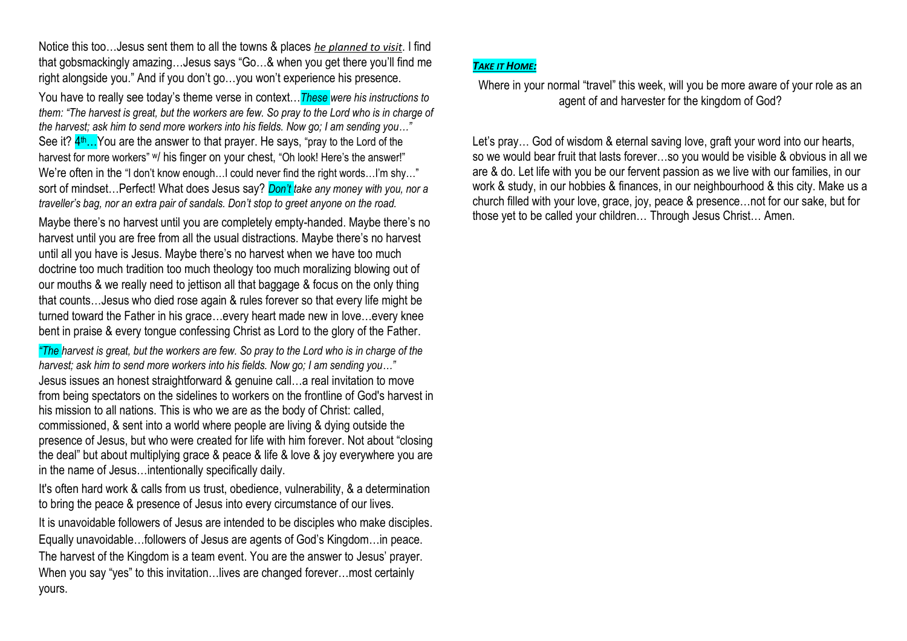Notice this too…Jesus sent them to all the towns & places *he planned to visit*. I find that gobsmackingly amazing…Jesus says "Go…& when you get there you'll find me right alongside you." And if you don't go…you won't experience his presence.

You have to really see today's theme verse in context…*These were his instructions to them: "The harvest is great, but the workers are few. So pray to the Lord who is in charge of the harvest; ask him to send more workers into his fields. Now go; I am sending you…"* See it? 4th…You are the answer to that prayer. He says, "pray to the Lord of the harvest for more workers" w/ his finger on your chest, "Oh look! Here's the answer!" We're often in the "I don't know enough…I could never find the right words…I'm shy…" sort of mindset…Perfect! What does Jesus say? *Don't take any money with you, nor a traveller's bag, nor an extra pair of sandals. Don't stop to greet anyone on the road.*

Maybe there's no harvest until you are completely empty-handed. Maybe there's no harvest until you are free from all the usual distractions. Maybe there's no harvest until all you have is Jesus. Maybe there's no harvest when we have too much doctrine too much tradition too much theology too much moralizing blowing out of our mouths & we really need to jettison all that baggage & focus on the only thing that counts…Jesus who died rose again & rules forever so that every life might be turned toward the Father in his grace…every heart made new in love…every knee bent in praise & every tongue confessing Christ as Lord to the glory of the Father.

*"The harvest is great, but the workers are few. So pray to the Lord who is in charge of the harvest; ask him to send more workers into his fields. Now go; I am sending you…"* Jesus issues an honest straightforward & genuine call…a real invitation to move from being spectators on the sidelines to workers on the frontline of God's harvest in his mission to all nations. This is who we are as the body of Christ: called, commissioned, & sent into a world where people are living & dying outside the presence of Jesus, but who were created for life with him forever. Not about "closing the deal" but about multiplying grace & peace & life & love & joy everywhere you are in the name of Jesus…intentionally specifically daily.

It's often hard work & calls from us trust, obedience, vulnerability, & a determination to bring the peace & presence of Jesus into every circumstance of our lives.

It is unavoidable followers of Jesus are intended to be disciples who make disciples. Equally unavoidable…followers of Jesus are agents of God's Kingdom…in peace. The harvest of the Kingdom is a team event. You are the answer to Jesus' prayer. When you say "yes" to this invitation…lives are changed forever…most certainly yours.

***Take it Home:***

Where in your normal "travel" this week, will you be more aware of your role as an agent of and harvester for the kingdom of God?

Let's pray… God of wisdom & eternal saving love, graft your word into our hearts, so we would bear fruit that lasts forever…so you would be visible & obvious in all we are & do. Let life with you be our fervent passion as we live with our families, in our work & study, in our hobbies & finances, in our neighbourhood & this city. Make us a church filled with your love, grace, joy, peace & presence…not for our sake, but for those yet to be called your children… Through Jesus Christ… Amen.